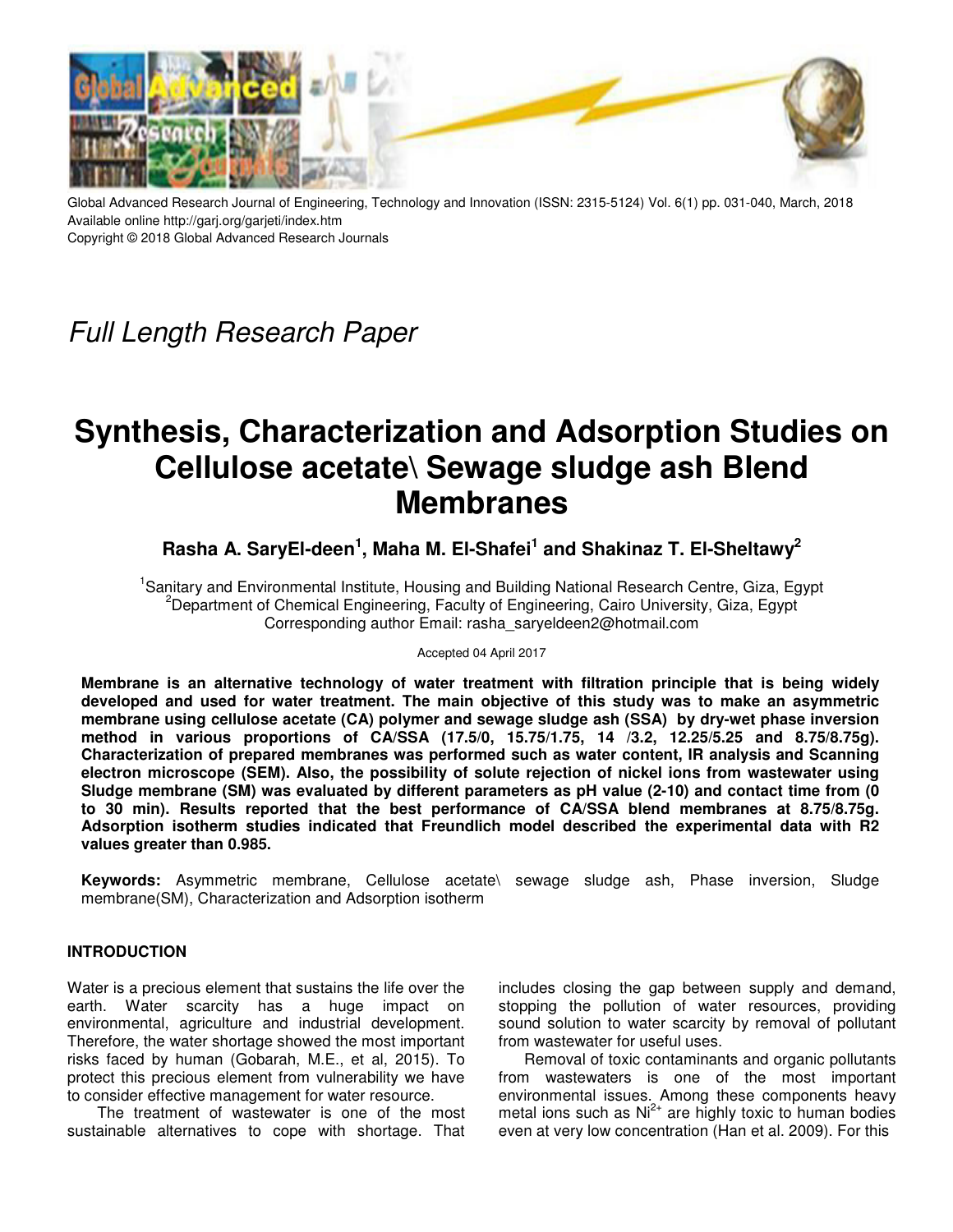Global Advanced Research Journal of Engineering, Technology and Innovation (ISSN: 2315-5124) Vol. 6(1) pp. 031-040, March, 2018
Available online http://garj.org/garjeti/index.htm
Copyright © 2018 Global Advanced Research Journals

*Full Length Research Paper*

# Synthesis, Characterization and Adsorption Studies on Cellulose acetate\ Sewage sludge ash Blend Membranes

**Rasha A. SaryEl-deen[1], Maha M. El-Shafei[1] and Shakinaz T. El-Sheltawy[2]**

[1]Sanitary and Environmental Institute, Housing and Building National Research Centre, Giza, Egypt
[2]Department of Chemical Engineering, Faculty of Engineering, Cairo University, Giza, Egypt
Corresponding author Email: rasha_saryeldeen2@hotmail.com

Accepted 04 April 2017

**Membrane is an alternative technology of water treatment with filtration principle that is being widely developed and used for water treatment. The main objective of this study was to make an asymmetric membrane using cellulose acetate (CA) polymer and sewage sludge ash (SSA) by dry-wet phase inversion method in various proportions of CA/SSA (17.5/0, 15.75/1.75, 14 /3.2, 12.25/5.25 and 8.75/8.75g). Characterization of prepared membranes was performed such as water content, IR analysis and Scanning electron microscope (SEM). Also, the possibility of solute rejection of nickel ions from wastewater using Sludge membrane (SM) was evaluated by different parameters as pH value (2-10) and contact time from (0 to 30 min). Results reported that the best performance of CA/SSA blend membranes at 8.75/8.75g. Adsorption isotherm studies indicated that Freundlich model described the experimental data with R2 values greater than 0.985.**

**Keywords:** Asymmetric membrane, Cellulose acetate\ sewage sludge ash, Phase inversion, Sludge membrane(SM), Characterization and Adsorption isotherm

## INTRODUCTION

Water is a precious element that sustains the life over the earth. Water scarcity has a huge impact on environmental, agriculture and industrial development. Therefore, the water shortage showed the most important risks faced by human (Gobarah, M.E., et al, 2015). To protect this precious element from vulnerability we have to consider effective management for water resource.

The treatment of wastewater is one of the most sustainable alternatives to cope with shortage. That includes closing the gap between supply and demand, stopping the pollution of water resources, providing sound solution to water scarcity by removal of pollutant from wastewater for useful uses.

Removal of toxic contaminants and organic pollutants from wastewaters is one of the most important environmental issues. Among these components heavy metal ions such as $Ni^{2+}$ are highly toxic to human bodies even at very low concentration (Han et al. 2009). For this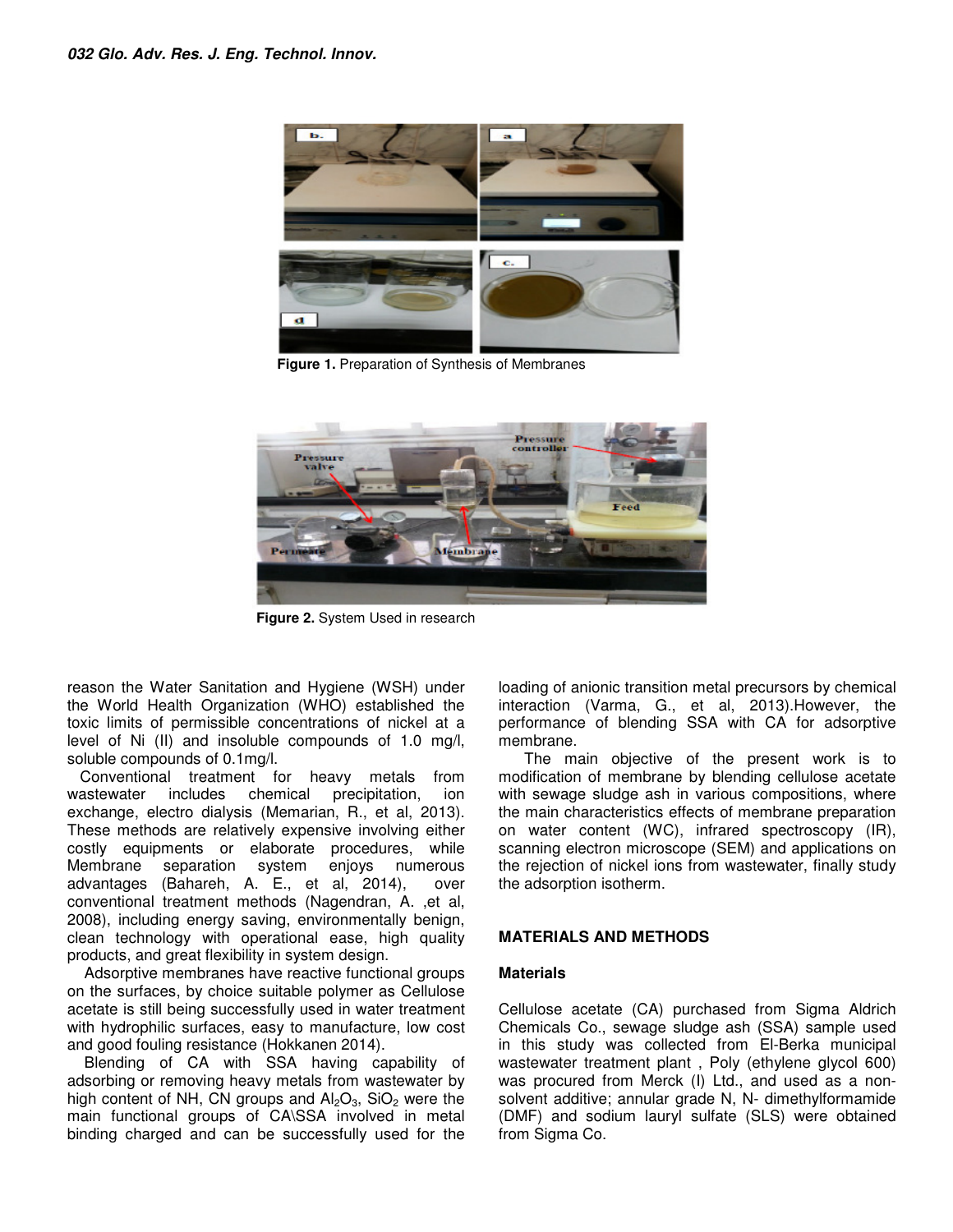Figure 1. Preparation of Synthesis of Membranes

Figure 2. System Used in research

reason the Water Sanitation and Hygiene (WSH) under the World Health Organization (WHO) established the toxic limits of permissible concentrations of nickel at a level of Ni (II) and insoluble compounds of 1.0 mg/l, soluble compounds of 0.1mg/l.

Conventional treatment for heavy metals from wastewater includes chemical precipitation, ion exchange, electro dialysis (Memarian, R., et al, 2013). These methods are relatively expensive involving either costly equipments or elaborate procedures, while Membrane separation system enjoys numerous advantages (Bahareh, A. E., et al, 2014), over conventional treatment methods (Nagendran, A. ,et al, 2008), including energy saving, environmentally benign, clean technology with operational ease, high quality products, and great flexibility in system design.

Adsorptive membranes have reactive functional groups on the surfaces, by choice suitable polymer as Cellulose acetate is still being successfully used in water treatment with hydrophilic surfaces, easy to manufacture, low cost and good fouling resistance (Hokkanen 2014).

Blending of CA with SSA having capability of adsorbing or removing heavy metals from wastewater by high content of NH, CN groups and $Al_2O_3$, $SiO_2$ were the main functional groups of CA\SSA involved in metal binding charged and can be successfully used for the loading of anionic transition metal precursors by chemical interaction (Varma, G., et al, 2013).However, the performance of blending SSA with CA for adsorptive membrane.

The main objective of the present work is to modification of membrane by blending cellulose acetate with sewage sludge ash in various compositions, where the main characteristics effects of membrane preparation on water content (WC), infrared spectroscopy (IR), scanning electron microscope (SEM) and applications on the rejection of nickel ions from wastewater, finally study the adsorption isotherm.

## MATERIALS AND METHODS

### Materials

Cellulose acetate (CA) purchased from Sigma Aldrich Chemicals Co., sewage sludge ash (SSA) sample used in this study was collected from El-Berka municipal wastewater treatment plant , Poly (ethylene glycol 600) was procured from Merck (I) Ltd., and used as a non-solvent additive; annular grade N, N- dimethylformamide (DMF) and sodium lauryl sulfate (SLS) were obtained from Sigma Co.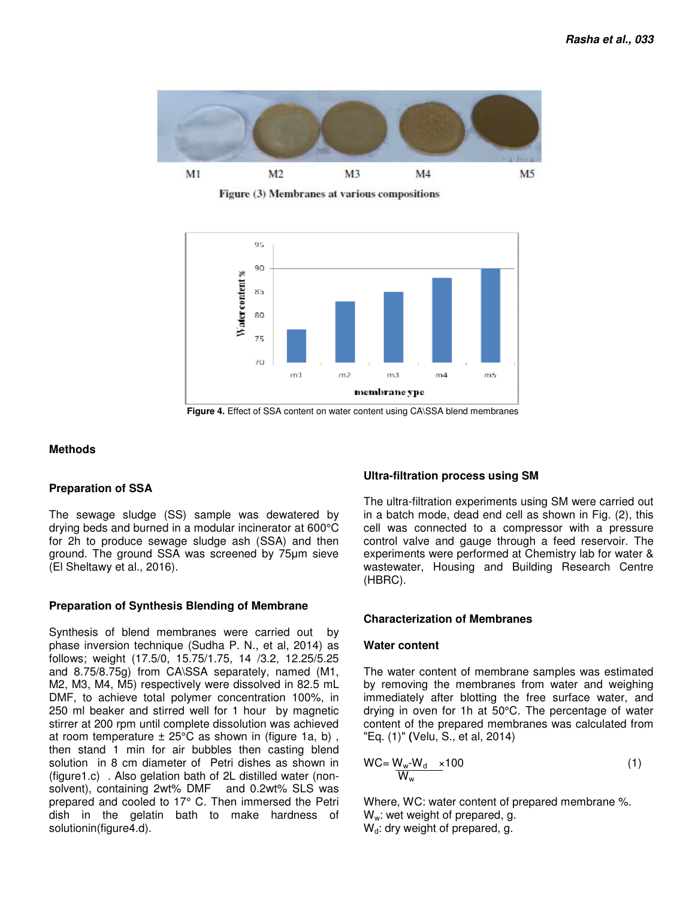M1 M2 M3 M4 M5

**Figure (3)** Membranes at various compositions

95
90
85
80
75
70
Water content %
m1 m2 m3 m4 m5
membrane ype

**Figure 4.** Effect of SSA content on water content using CA\SSA blend membranes

## Methods

### Preparation of SSA

The sewage sludge (SS) sample was dewatered by drying beds and burned in a modular incinerator at 600°C for 2h to produce sewage sludge ash (SSA) and then ground. The ground SSA was screened by 75μm sieve (El Sheltawy et al., 2016).

### Preparation of Synthesis Blending of Membrane

Synthesis of blend membranes were carried out by phase inversion technique (Sudha P. N., et al, 2014) as follows; weight (17.5/0, 15.75/1.75, 14 /3.2, 12.25/5.25 and 8.75/8.75g) from CA\SSA separately, named (M1, M2, M3, M4, M5) respectively were dissolved in 82.5 mL DMF, to achieve total polymer concentration 100%, in 250 ml beaker and stirred well for 1 hour by magnetic stirrer at 200 rpm until complete dissolution was achieved at room temperature ± 25°C as shown in (figure 1a, b) , then stand 1 min for air bubbles then casting blend solution in 8 cm diameter of Petri dishes as shown in (figure1.c) . Also gelation bath of 2L distilled water (non-solvent), containing 2wt% DMF and 0.2wt% SLS was prepared and cooled to 17° C. Then immersed the Petri dish in the gelatin bath to make hardness of solutionin(figure4.d).

### Ultra-filtration process using SM

The ultra-filtration experiments using SM were carried out in a batch mode, dead end cell as shown in Fig. (2), this cell was connected to a compressor with a pressure control valve and gauge through a feed reservoir. The experiments were performed at Chemistry lab for water & wastewater, Housing and Building Research Centre (HBRC).

### Characterization of Membranes

### Water content

The water content of membrane samples was estimated by removing the membranes from water and weighing immediately after blotting the free surface water, and drying in oven for 1h at 50°C. The percentage of water content of the prepared membranes was calculated from "Eq. (1)" (Velu, S., et al, 2014)

$$WC = \frac{W_w - W_d}{W_w} \times 100 \qquad (1)$$

Where, WC: water content of prepared membrane %.
$W_w$: wet weight of prepared, g.
$W_d$: dry weight of prepared, g.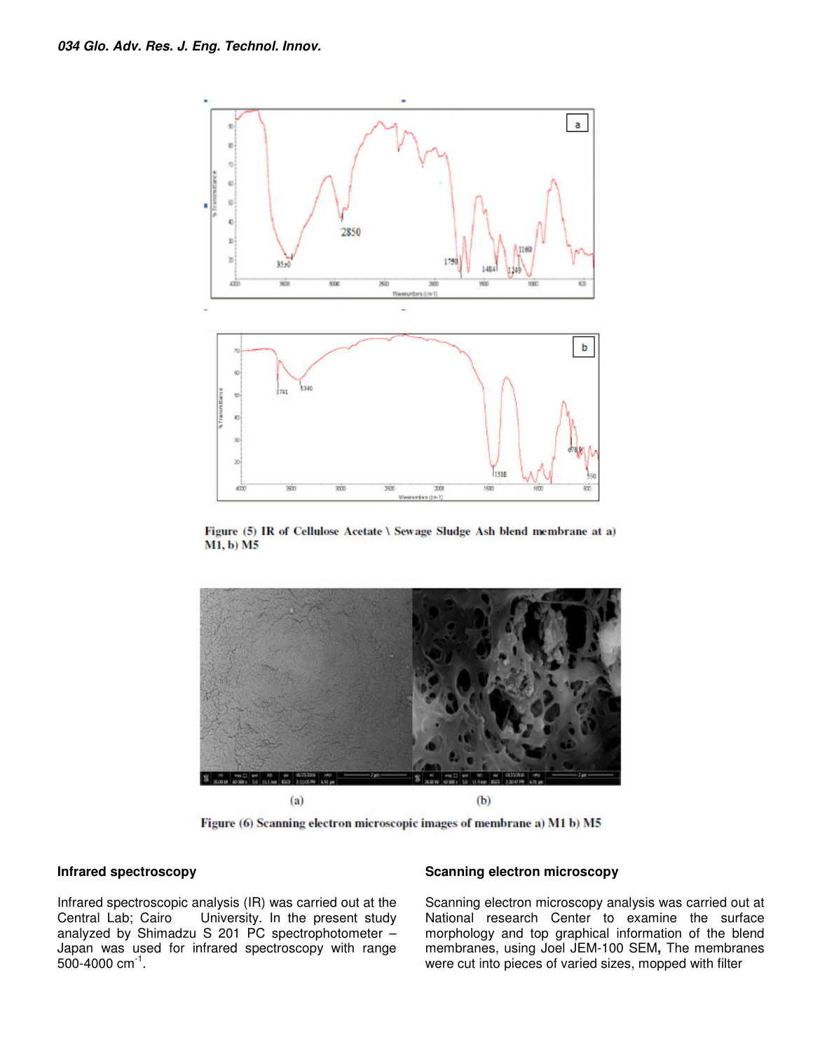Figure (5) IR of Cellulose Acetate \ Sewage Sludge Ash blend membrane at a) M1, b) M5

Figure (6) Scanning electron microscopic images of membrane a) M1 b) M5

### Infrared spectroscopy

Infrared spectroscopic analysis (IR) was carried out at the Central Lab; Cairo University. In the present study analyzed by Shimadzu S 201 PC spectrophotometer – Japan was used for infrared spectroscopy with range 500-4000 $cm^{-1}$.

### Scanning electron microscopy

Scanning electron microscopy analysis was carried out at National research Center to examine the surface morphology and top graphical information of the blend membranes, using Joel JEM-100 SEM**,** The membranes were cut into pieces of varied sizes, mopped with filter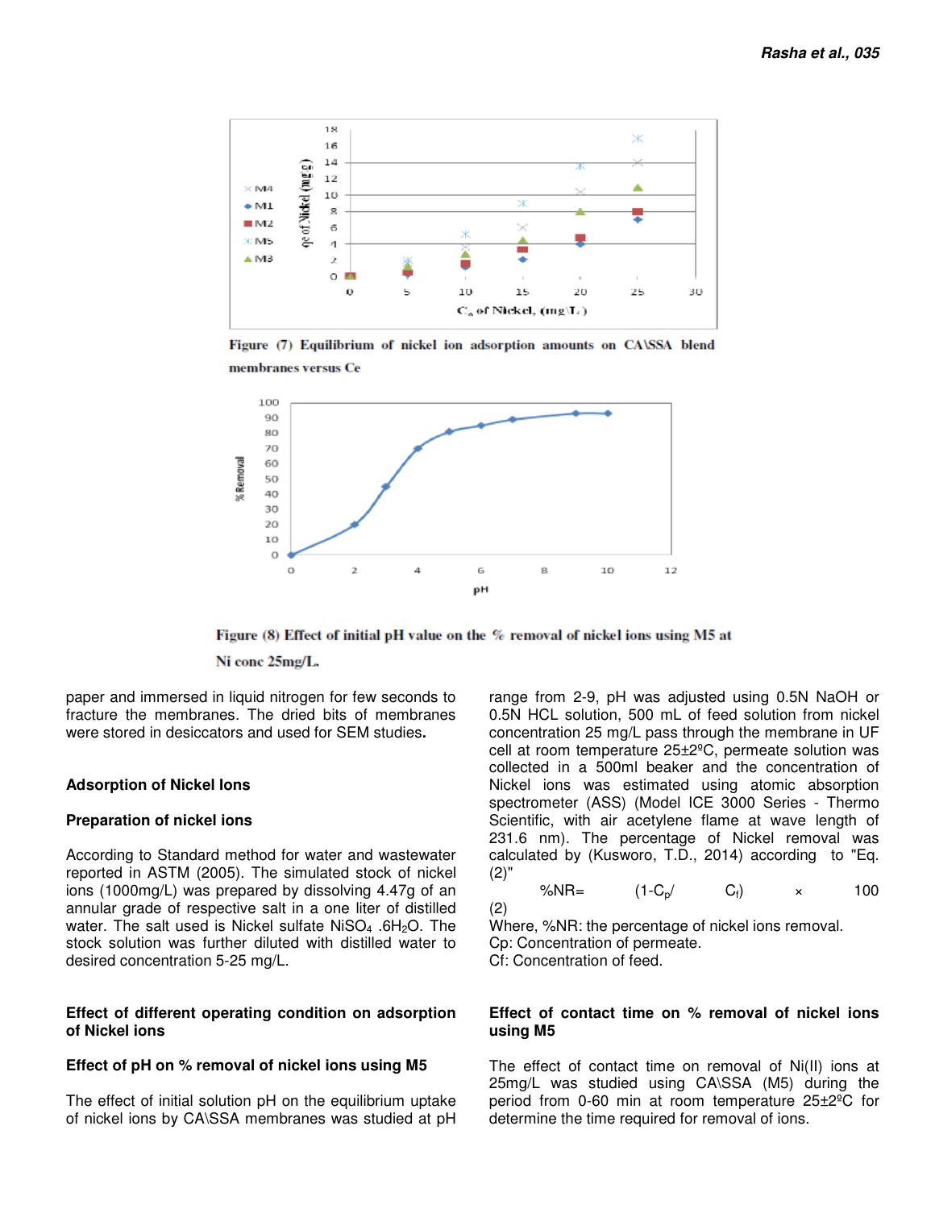M4
M1
M2
M5
M3

qe of Nickel (mg/g)

18
16
14
12
10
8
6
4
2
0

0 5 10 15 20 25 30

$C_e$ of Nickel, (mg\L)

Figure (7) Equilibrium of nickel ion adsorption amounts on CA\SSA blend membranes versus Ce

% Removal

100
90
80
70
60
50
40
30
20
10
0

0 2 4 6 8 10 12

pH

Figure (8) Effect of initial pH value on the % removal of nickel ions using M5 at Ni conc 25mg/L.

paper and immersed in liquid nitrogen for few seconds to fracture the membranes. The dried bits of membranes were stored in desiccators and used for SEM studies.

## Adsorption of Nickel Ions

### Preparation of nickel ions

According to Standard method for water and wastewater reported in ASTM (2005). The simulated stock of nickel ions (1000mg/L) was prepared by dissolving 4.47g of an annular grade of respective salt in a one liter of distilled water. The salt used is Nickel sulfate $NiSO_4 .6H_2O$. The stock solution was further diluted with distilled water to desired concentration 5-25 mg/L.

## Effect of different operating condition on adsorption of Nickel ions

### Effect of pH on % removal of nickel ions using M5

The effect of initial solution pH on the equilibrium uptake of nickel ions by CA\SSA membranes was studied at pH range from 2-9, pH was adjusted using 0.5N NaOH or 0.5N HCL solution, 500 mL of feed solution from nickel concentration 25 mg/L pass through the membrane in UF cell at room temperature 25±2ºC, permeate solution was collected in a 500ml beaker and the concentration of Nickel ions was estimated using atomic absorption spectrometer (ASS) (Model ICE 3000 Series - Thermo Scientific, with air acetylene flame at wave length of 231.6 nm). The percentage of Nickel removal was calculated by (Kusworo, T.D., 2014) according to "Eq. (2)"

$$\%NR = (1 - C_p / C_f) \times 100 \quad (2)$$

Where, %NR: the percentage of nickel ions removal.
Cp: Concentration of permeate.
Cf: Concentration of feed.

### Effect of contact time on % removal of nickel ions using M5

The effect of contact time on removal of Ni(II) ions at 25mg/L was studied using CA\SSA (M5) during the period from 0-60 min at room temperature 25±2ºC for determine the time required for removal of ions.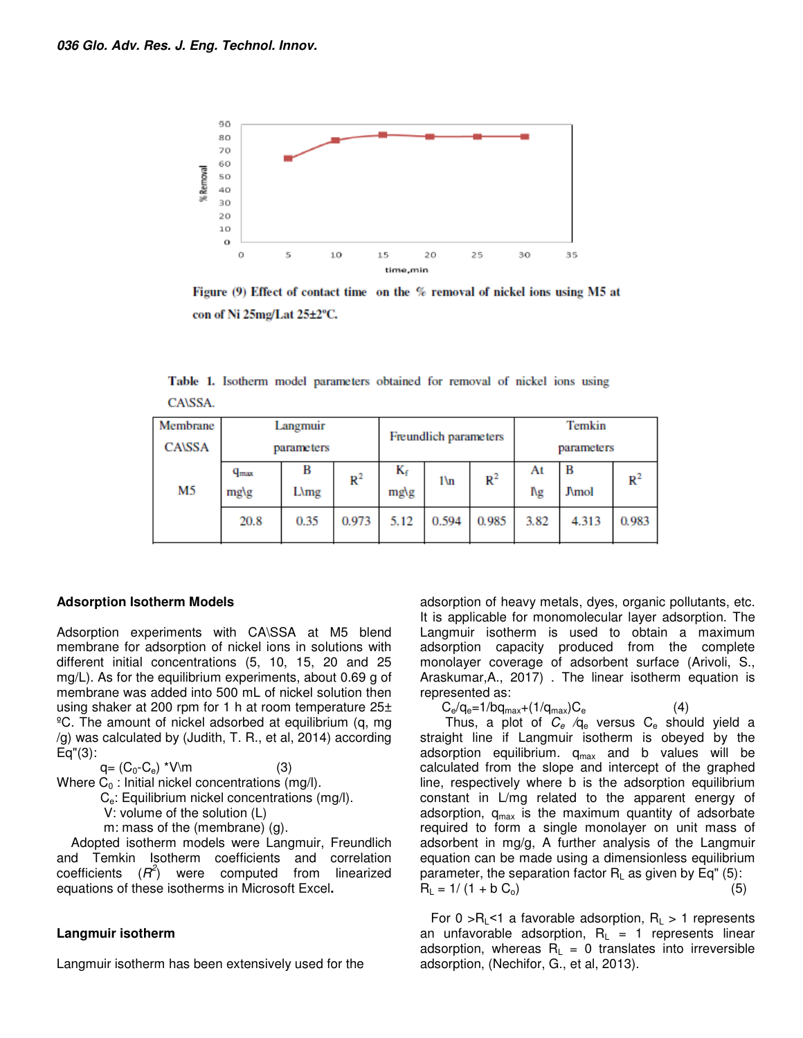90
80
70
60
50
40
30
20
10
0

% Removal

0 5 10 15 20 25 30 35

time,min

Figure (9) Effect of contact time on the % removal of nickel ions using M5 at con of Ni 25mg/Lat 25±2°C.

Table 1. Isotherm model parameters obtained for removal of nickel ions using CA\SSA.

| Membrane CA\SSA | Langmuir parameters | | | Freundlich parameters | | | Temkin parameters | | |
|---|---|---|---|---|---|---|---|---|---|
| M5 | $q_{max}$ mg\g | B L\mg | $R^2$ | $K_f$ mg\g | 1\n | $R^2$ | At l\g | B J\mol | $R^2$ |
| | 20.8 | 0.35 | 0.973 | 5.12 | 0.594 | 0.985 | 3.82 | 4.313 | 0.983 |

### Adsorption Isotherm Models

Adsorption experiments with CA\SSA at M5 blend membrane for adsorption of nickel ions in solutions with different initial concentrations (5, 10, 15, 20 and 25 mg/L). As for the equilibrium experiments, about 0.69 g of membrane was added into 500 mL of nickel solution then using shaker at 200 rpm for 1 h at room temperature 25± ºC. The amount of nickel adsorbed at equilibrium (q, mg /g) was calculated by (Judith, T. R., et al, 2014) according Eq"(3):

$$q= (C_0-C_e) *V\backslash m \qquad (3)$$

Where $C_0$ : Initial nickel concentrations (mg/l).

$C_e$: Equilibrium nickel concentrations (mg/l).

V: volume of the solution (L)

m: mass of the (membrane) (g).

Adopted isotherm models were Langmuir, Freundlich and Temkin Isotherm coefficients and correlation coefficients ($R^2$) were computed from linearized equations of these isotherms in Microsoft Excel**.**

### Langmuir isotherm

Langmuir isotherm has been extensively used for the adsorption of heavy metals, dyes, organic pollutants, etc. It is applicable for monomolecular layer adsorption. The Langmuir isotherm is used to obtain a maximum adsorption capacity produced from the complete monolayer coverage of adsorbent surface (Arivoli, S., Araskumar,A., 2017) . The linear isotherm equation is represented as:

$$C_e/q_e=1/bq_{max}+(1/q_{max})C_e \qquad (4)$$

Thus, a plot of $C_e$ /$q_e$ versus $C_e$ should yield a straight line if Langmuir isotherm is obeyed by the adsorption equilibrium. $q_{max}$ and b values will be calculated from the slope and intercept of the graphed line, respectively where b is the adsorption equilibrium constant in L/mg related to the apparent energy of adsorption, $q_{max}$ is the maximum quantity of adsorbate required to form a single monolayer on unit mass of adsorbent in mg/g, A further analysis of the Langmuir equation can be made using a dimensionless equilibrium parameter, the separation factor $R_L$ as given by Eq" (5):

$$R_L = 1/ (1 + b C_o) \qquad (5)$$

For $0 > R_L < 1$ a favorable adsorption, $R_L > 1$ represents an unfavorable adsorption, $R_L = 1$ represents linear adsorption, whereas $R_L = 0$ translates into irreversible adsorption, (Nechifor, G., et al, 2013).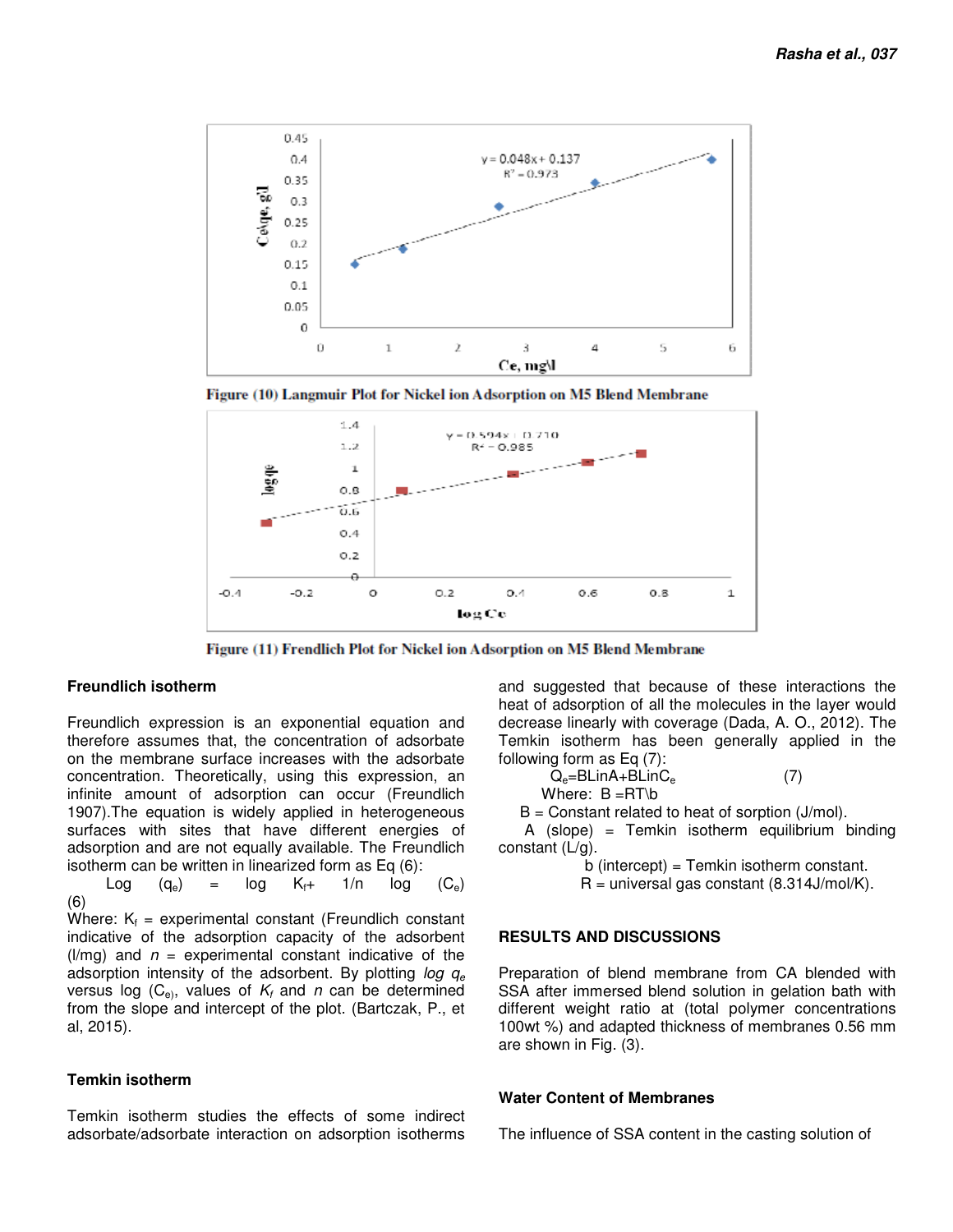Ce\qe, g\l

0.45
0.4
0.35
0.3
0.25
0.2
0.15
0.1
0.05
0

0 1 2 3 4 5 6

Ce, mg\l

y = 0.048x + 0.137
R² = 0.973

Figure (10) Langmuir Plot for Nickel ion Adsorption on M5 Blend Membrane

logqe

1.4
1.2
1
0.8
0.6
0.4
0.2
0

-0.4 -0.2 0 0.2 0.4 0.6 0.8 1

log Ce

y = 0.594x + 0.710
R² = 0.985

Figure (11) Frendlich Plot for Nickel ion Adsorption on M5 Blend Membrane

### Freundlich isotherm

Freundlich expression is an exponential equation and therefore assumes that, the concentration of adsorbate on the membrane surface increases with the adsorbate concentration. Theoretically, using this expression, an infinite amount of adsorption can occur (Freundlich 1907).The equation is widely applied in heterogeneous surfaces with sites that have different energies of adsorption and are not equally available. The Freundlich isotherm can be written in linearized form as Eq (6):

$$\text{Log}\ (q_e) = \log K_f + 1/n \log (C_e) \quad (6)$$

Where: $K_f$ = experimental constant (Freundlich constant indicative of the adsorption capacity of the adsorbent (l/mg) and $n$ = experimental constant indicative of the adsorption intensity of the adsorbent. By plotting $\log q_e$ versus log ($C_e$), values of $K_f$ and $n$ can be determined from the slope and intercept of the plot. (Bartczak, P., et al, 2015).

### Temkin isotherm

Temkin isotherm studies the effects of some indirect adsorbate/adsorbate interaction on adsorption isotherms and suggested that because of these interactions the heat of adsorption of all the molecules in the layer would decrease linearly with coverage (Dada, A. O., 2012). The Temkin isotherm has been generally applied in the following form as Eq (7):

$$Q_e = B\text{Ln}A + B\text{Ln}C_e \quad (7)$$

Where: B =RT\b

B = Constant related to heat of sorption (J/mol).

A (slope) = Temkin isotherm equilibrium binding constant (L/g).

b (intercept) = Temkin isotherm constant.

R = universal gas constant (8.314J/mol/K).

## RESULTS AND DISCUSSIONS

Preparation of blend membrane from CA blended with SSA after immersed blend solution in gelation bath with different weight ratio at (total polymer concentrations 100wt %) and adapted thickness of membranes 0.56 mm are shown in Fig. (3).

### Water Content of Membranes

The influence of SSA content in the casting solution of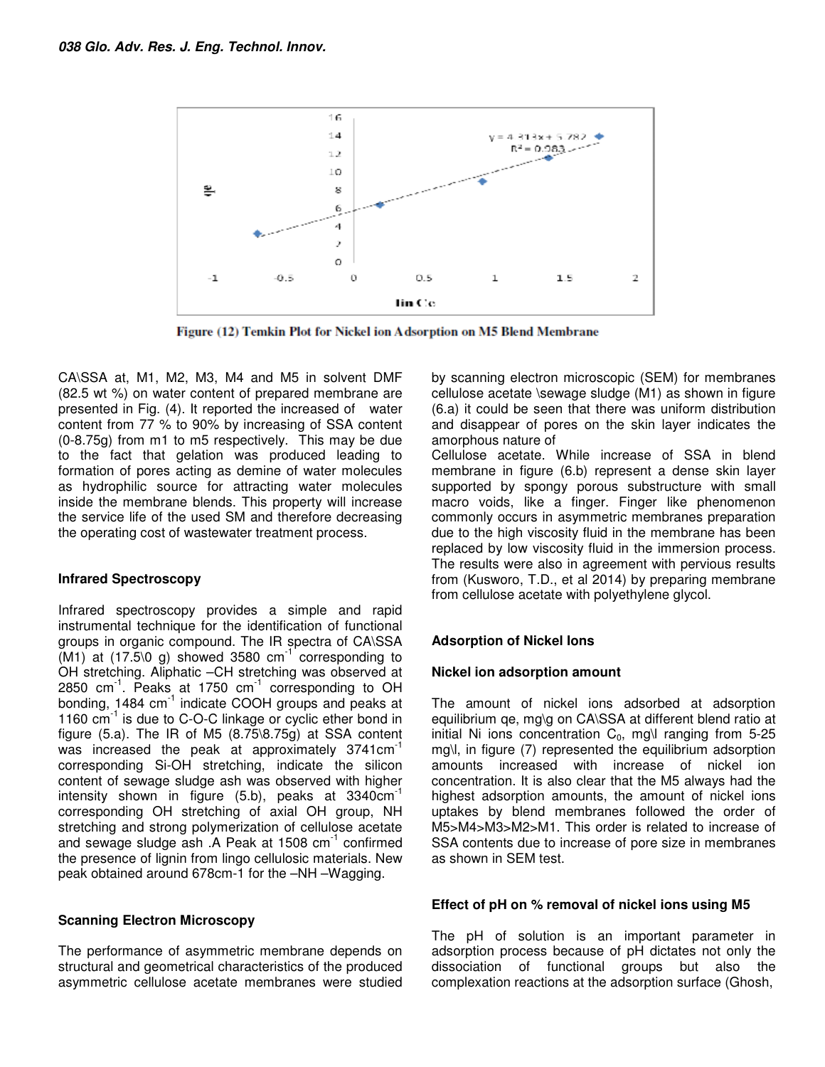y = 4.313x + 5.782
R² = 0.983

16
14
12
10
8
6
4
2
0

-1 -0.5 0 0.5 1 1.5 2

qe

lin Ce

Figure (12) Temkin Plot for Nickel ion Adsorption on M5 Blend Membrane

CA\SSA at, M1, M2, M3, M4 and M5 in solvent DMF (82.5 wt %) on water content of prepared membrane are presented in Fig. (4). It reported the increased of water content from 77 % to 90% by increasing of SSA content (0-8.75g) from m1 to m5 respectively. This may be due to the fact that gelation was produced leading to formation of pores acting as demine of water molecules as hydrophilic source for attracting water molecules inside the membrane blends. This property will increase the service life of the used SM and therefore decreasing the operating cost of wastewater treatment process.

### Infrared Spectroscopy

Infrared spectroscopy provides a simple and rapid instrumental technique for the identification of functional groups in organic compound. The IR spectra of CA\SSA (M1) at (17.5\0 g) showed 3580 $cm^{-1}$ corresponding to OH stretching. Aliphatic –CH stretching was observed at 2850 $cm^{-1}$. Peaks at 1750 $cm^{-1}$ corresponding to OH bonding, 1484 $cm^{-1}$ indicate COOH groups and peaks at 1160 $cm^{-1}$ is due to C-O-C linkage or cyclic ether bond in figure (5.a). The IR of M5 (8.75\8.75g) at SSA content was increased the peak at approximately 3741$cm^{-1}$ corresponding Si-OH stretching, indicate the silicon content of sewage sludge ash was observed with higher intensity shown in figure (5.b), peaks at 3340$cm^{-1}$ corresponding OH stretching of axial OH group, NH stretching and strong polymerization of cellulose acetate and sewage sludge ash .A Peak at 1508 $cm^{-1}$ confirmed the presence of lignin from lingo cellulosic materials. New peak obtained around 678cm-1 for the –NH –Wagging.

### Scanning Electron Microscopy

The performance of asymmetric membrane depends on structural and geometrical characteristics of the produced asymmetric cellulose acetate membranes were studied by scanning electron microscopic (SEM) for membranes cellulose acetate \sewage sludge (M1) as shown in figure (6.a) it could be seen that there was uniform distribution and disappear of pores on the skin layer indicates the amorphous nature of Cellulose acetate. While increase of SSA in blend membrane in figure (6.b) represent a dense skin layer supported by spongy porous substructure with small macro voids, like a finger. Finger like phenomenon commonly occurs in asymmetric membranes preparation due to the high viscosity fluid in the membrane has been replaced by low viscosity fluid in the immersion process. The results were also in agreement with pervious results from (Kusworo, T.D., et al 2014) by preparing membrane from cellulose acetate with polyethylene glycol.

### Adsorption of Nickel Ions

### Nickel ion adsorption amount

The amount of nickel ions adsorbed at adsorption equilibrium qe, mg\g on CA\SSA at different blend ratio at initial Ni ions concentration $C_0$, mg\l ranging from 5-25 mg\l, in figure (7) represented the equilibrium adsorption amounts increased with increase of nickel ion concentration. It is also clear that the M5 always had the highest adsorption amounts, the amount of nickel ions uptakes by blend membranes followed the order of M5>M4>M3>M2>M1. This order is related to increase of SSA contents due to increase of pore size in membranes as shown in SEM test.

### Effect of pH on % removal of nickel ions using M5

The pH of solution is an important parameter in adsorption process because of pH dictates not only the dissociation of functional groups but also the complexation reactions at the adsorption surface (Ghosh,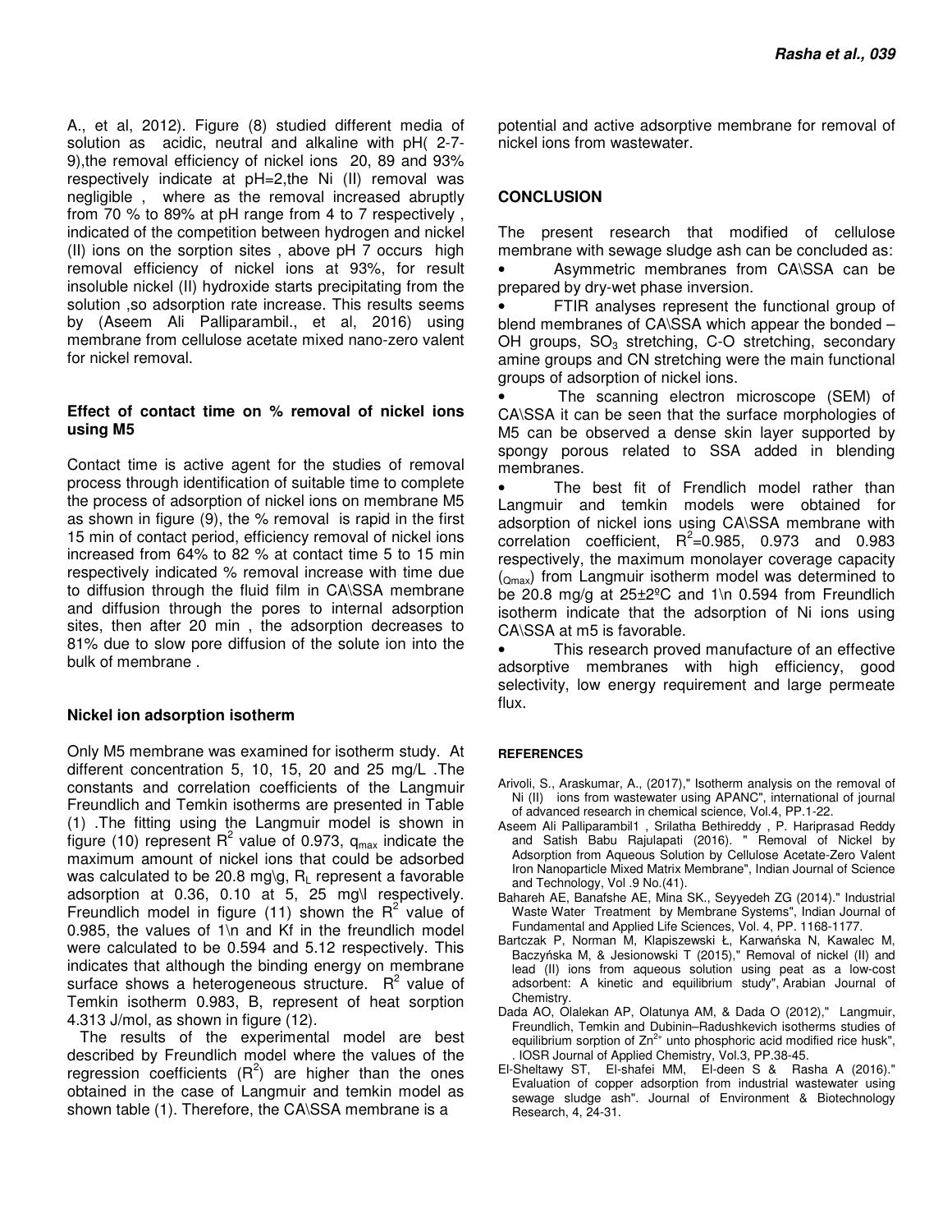A., et al, 2012). Figure (8) studied different media of solution as acidic, neutral and alkaline with pH( 2-7-9),the removal efficiency of nickel ions 20, 89 and 93% respectively indicate at pH=2,the Ni (II) removal was negligible , where as the removal increased abruptly from 70 % to 89% at pH range from 4 to 7 respectively , indicated of the competition between hydrogen and nickel (II) ions on the sorption sites , above pH 7 occurs high removal efficiency of nickel ions at 93%, for result insoluble nickel (II) hydroxide starts precipitating from the solution ,so adsorption rate increase. This results seems by (Aseem Ali Palliparambil., et al, 2016) using membrane from cellulose acetate mixed nano-zero valent for nickel removal.

### Effect of contact time on % removal of nickel ions using M5

Contact time is active agent for the studies of removal process through identification of suitable time to complete the process of adsorption of nickel ions on membrane M5 as shown in figure (9), the % removal is rapid in the first 15 min of contact period, efficiency removal of nickel ions increased from 64% to 82 % at contact time 5 to 15 min respectively indicated % removal increase with time due to diffusion through the fluid film in CA\SSA membrane and diffusion through the pores to internal adsorption sites, then after 20 min , the adsorption decreases to 81% due to slow pore diffusion of the solute ion into the bulk of membrane .

### Nickel ion adsorption isotherm

Only M5 membrane was examined for isotherm study. At different concentration 5, 10, 15, 20 and 25 mg/L .The constants and correlation coefficients of the Langmuir Freundlich and Temkin isotherms are presented in Table (1) .The fitting using the Langmuir model is shown in figure (10) represent $R^2$ value of 0.973, $q_{max}$ indicate the maximum amount of nickel ions that could be adsorbed was calculated to be 20.8 mg\g, $R_L$ represent a favorable adsorption at 0.36, 0.10 at 5, 25 mg\l respectively. Freundlich model in figure (11) shown the $R^2$ value of 0.985, the values of 1\n and Kf in the freundlich model were calculated to be 0.594 and 5.12 respectively. This indicates that although the binding energy on membrane surface shows a heterogeneous structure. $R^2$ value of Temkin isotherm 0.983, B, represent of heat sorption 4.313 J/mol, as shown in figure (12).

The results of the experimental model are best described by Freundlich model where the values of the regression coefficients ($R^2$) are higher than the ones obtained in the case of Langmuir and temkin model as shown table (1). Therefore, the CA\SSA membrane is a potential and active adsorptive membrane for removal of nickel ions from wastewater.

## CONCLUSION

The present research that modified of cellulose membrane with sewage sludge ash can be concluded as:

- Asymmetric membranes from CA\SSA can be prepared by dry-wet phase inversion.
- FTIR analyses represent the functional group of blend membranes of CA\SSA which appear the bonded –OH groups, $SO_3$ stretching, C-O stretching, secondary amine groups and CN stretching were the main functional groups of adsorption of nickel ions.
- The scanning electron microscope (SEM) of CA\SSA it can be seen that the surface morphologies of M5 can be observed a dense skin layer supported by spongy porous related to SSA added in blending membranes.
- The best fit of Frendlich model rather than Langmuir and temkin models were obtained for adsorption of nickel ions using CA\SSA membrane with correlation coefficient, $R^2$=0.985, 0.973 and 0.983 respectively, the maximum monolayer coverage capacity ($_{Qmax}$) from Langmuir isotherm model was determined to be 20.8 mg/g at 25±2ºC and 1\n 0.594 from Freundlich isotherm indicate that the adsorption of Ni ions using CA\SSA at m5 is favorable.
- This research proved manufacture of an effective adsorptive membranes with high efficiency, good selectivity, low energy requirement and large permeate flux.

## REFERENCES

Arivoli, S., Araskumar, A., (2017)," Isotherm analysis on the removal of Ni (II) ions from wastewater using APANC", international of journal of advanced research in chemical science, Vol.4, PP.1-22.

Aseem Ali Palliparambil1 , Srilatha Bethireddy , P. Hariprasad Reddy and Satish Babu Rajulapati (2016). " Removal of Nickel by Adsorption from Aqueous Solution by Cellulose Acetate-Zero Valent Iron Nanoparticle Mixed Matrix Membrane", Indian Journal of Science and Technology, Vol .9 No.(41).

Bahareh AE, Banafshe AE, Mina SK., Seyyedeh ZG (2014)." Industrial Waste Water Treatment by Membrane Systems", Indian Journal of Fundamental and Applied Life Sciences, Vol. 4, PP. 1168-1177.

Bartczak P, Norman M, Klapiszewski Ł, Karwańska N, Kawalec M, Baczyńska M, & Jesionowski T (2015)," Removal of nickel (II) and lead (II) ions from aqueous solution using peat as a low-cost adsorbent: A kinetic and equilibrium study", Arabian Journal of Chemistry.

Dada AO, Olalekan AP, Olatunya AM, & Dada O (2012)," Langmuir, Freundlich, Temkin and Dubinin–Radushkevich isotherms studies of equilibrium sorption of $Zn^{2+}$ unto phosphoric acid modified rice husk", . IOSR Journal of Applied Chemistry, Vol.3, PP.38-45.

El-Sheltawy ST, El-shafei MM, El-deen S & Rasha A (2016)." Evaluation of copper adsorption from industrial wastewater using sewage sludge ash". Journal of Environment & Biotechnology Research, 4, 24-31.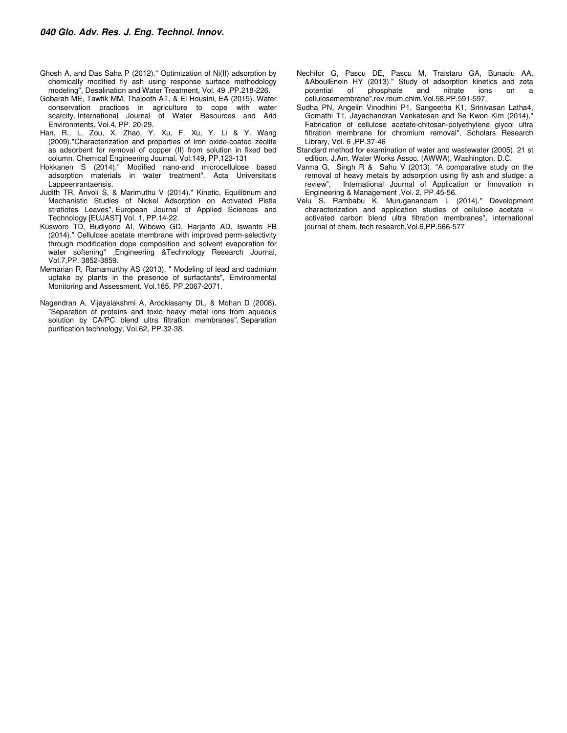Ghosh A, and Das Saha P (2012)." Optimization of Ni(II) adsorption by chemically modified fly ash using response surface methodology modeling", Desalination and Water Treatment, Vol. 49 ,PP.218-226.

Gobarah ME, Tawfik MM, Thalooth AT, & El Housini, EA (2015). Water conservation practices in agriculture to cope with water scarcity. International Journal of Water Resources and Arid Environments, Vol.4, PP. 20-29.

Han, R., L. Zou, X. Zhao, Y. Xu, F. Xu, Y. Li & Y. Wang (2009)."Characterization and properties of iron oxide-coated zeolite as adsorbent for removal of copper (II) from solution in fixed bed column. Chemical Engineering Journal, Vol.149, PP.123-131

Hokkanen S (2014)." Modified nano-and microcellulose based adsorption materials in water treatment". Acta Universitatis Lappeenrantaensis.

Judith TR, Arivoli S, & Marimuthu V (2014)." Kinetic, Equilibrium and Mechanistic Studies of Nickel Adsorption on Activated Pistia stratiotes Leaves", European Journal of Applied Sciences and Technology [EUJAST] Vol, 1, PP.14-22.

Kusworo TD, Budiyono AI, Wibowo GD, Harjanto AD, Iswanto FB (2014)." Cellulose acetate membrane with improved perm-selectivity through modification dope composition and solvent evaporation for water softening" ,Engineering &Technology Research Journal, Vol.7,PP. 3852-3859.

Memarian R, Ramamurthy AS (2013). " Modeling of lead and cadmium uptake by plants in the presence of surfactants", Environmental Monitoring and Assessment. Vol.185, PP.2067-2071.

Nagendran A, Vijayalakshmi A, Arockiasamy DL, & Mohan D (2008). "Separation of proteins and toxic heavy metal ions from aqueous solution by CA/PC blend ultra filtration membranes", Separation purification technology, Vol.62, PP.32-38.

Nechifor G, Pascu DE, Pascu M, Traistaru GA, Bunaciu AA, &AboulEnein HY (2013)." Study of adsorption kinetics and zeta potential of phosphate and nitrate ions on a cellulosemembrane",rev.roum.chim,Vol.58,PP.591-597.

Sudha PN, Angelin Vinodhini P1, Sangeetha K1, Srinivasan Latha4, Gomathi T1, Jayachandran Venkatesan and Se Kwon Kim (2014)," Fabrication of cellulose acetate-chitosan-polyethylene glycol ultra filtration membrane for chromium removal", Scholars Research Library, Vol. 6 ,PP.37-46

Standard method for examination of water and wastewater (2005). 21 st edition. J.Am. Water Works Assoc. (AWWA), Washington, D.C.

Varma G, Singh R & Sahu V (2013). "A comparative study on the removal of heavy metals by adsorption using fly ash and sludge: a review", International Journal of Application or Innovation in Engineering & Management ,Vol. 2, PP.45-56.

Velu S, Rambabu K, Muruganandam L (2014)." Development characterization and application studies of cellulose acetate – activated carbon blend ultra filtration membranes", international journal of chem. tech research,Vol.6,PP.566-577